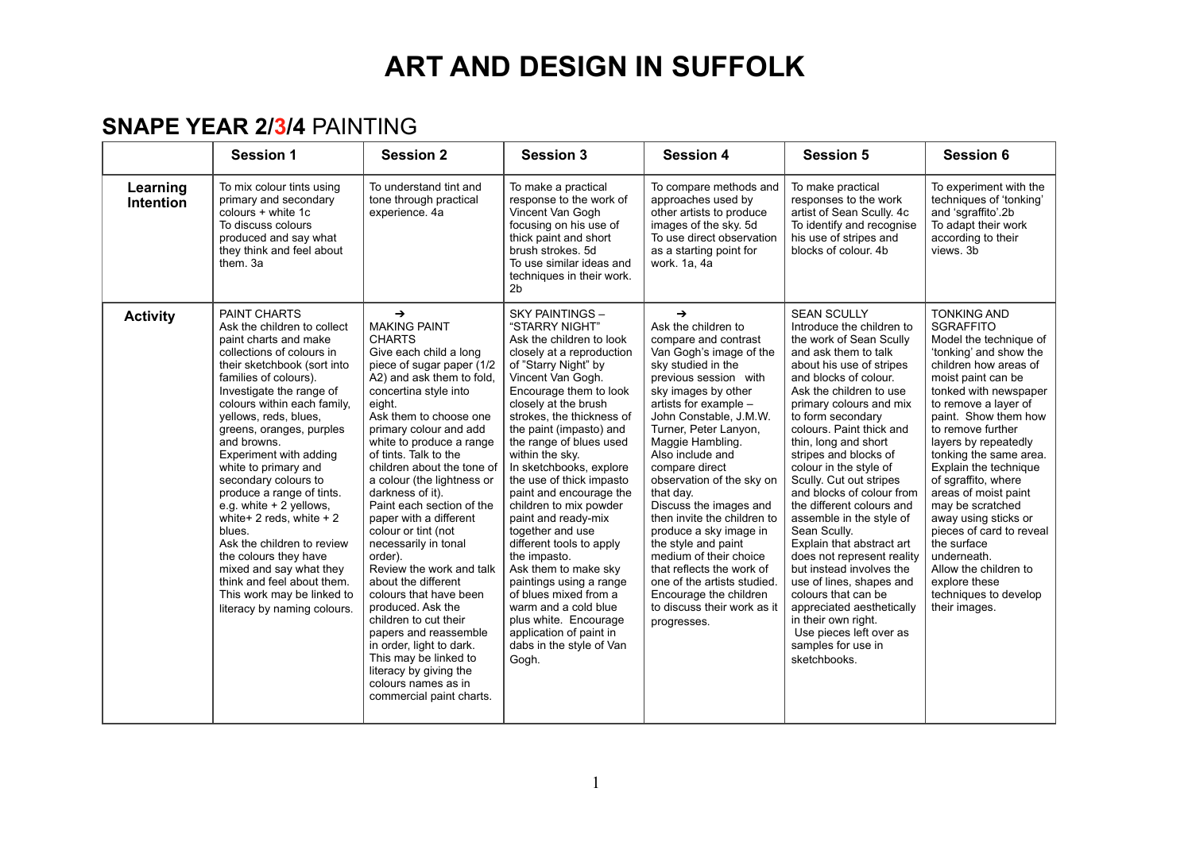# ART AND DESIGN IN SUFFOLK

## SNAPE YEAR 2/3/4 PAINTING

| | Session 1 | Session 2 | Session 3 | Session 4 | Session 5 | Session 6 |
|---|---|---|---|---|---|---|
| **Learning Intention** | To mix colour tints using primary and secondary colours + white 1c<br>To discuss colours produced and say what they think and feel about them. 3a | To understand tint and tone through practical experience. 4a | To make a practical response to the work of Vincent Van Gogh focusing on his use of thick paint and short brush strokes. 5d<br>To use similar ideas and techniques in their work. 2b | To compare methods and approaches used by other artists to produce images of the sky. 5d<br>To use direct observation as a starting point for work. 1a, 4a | To make practical responses to the work artist of Sean Scully. 4c<br>To identify and recognise his use of stripes and blocks of colour. 4b | To experiment with the techniques of 'tonking' and 'sgraffito'.2b<br>To adapt their work according to their views. 3b |
| **Activity** | PAINT CHARTS<br>Ask the children to collect paint charts and make collections of colours in their sketchbook (sort into families of colours).<br>Investigate the range of colours within each family, yellows, reds, blues, greens, oranges, purples and browns.<br>Experiment with adding white to primary and secondary colours to produce a range of tints. e.g. white + 2 yellows, white+ 2 reds, white + 2 blues.<br>Ask the children to review the colours they have mixed and say what they think and feel about them. This work may be linked to literacy by naming colours. | →<br>MAKING PAINT CHARTS<br>Give each child a long piece of sugar paper (1/2 A2) and ask them to fold, concertina style into eight.<br>Ask them to choose one primary colour and add white to produce a range of tints. Talk to the children about the tone of a colour (the lightness or darkness of it).<br>Paint each section of the paper with a different colour or tint (not necessarily in tonal order).<br>Review the work and talk about the different colours that have been produced. Ask the children to cut their papers and reassemble in order, light to dark. This may be linked to literacy by giving the colours names as in commercial paint charts. | SKY PAINTINGS – "STARRY NIGHT"<br>Ask the children to look closely at a reproduction of "Starry Night" by Vincent Van Gogh. Encourage them to look closely at the brush strokes, the thickness of the paint (impasto) and the range of blues used within the sky.<br>In sketchbooks, explore the use of thick impasto paint and encourage the children to mix powder paint and ready-mix together and use different tools to apply the impasto.<br>Ask them to make sky paintings using a range of blues mixed from a warm and a cold blue plus white. Encourage application of paint in dabs in the style of Van Gogh. | →<br>Ask the children to compare and contrast Van Gogh's image of the sky studied in the previous session with sky images by other artists for example – John Constable, J.M.W. Turner, Peter Lanyon, Maggie Hambling.<br>Also include and compare direct observation of the sky on that day.<br>Discuss the images and then invite the children to produce a sky image in the style and paint medium of their choice that reflects the work of one of the artists studied. Encourage the children to discuss their work as it progresses. | SEAN SCULLY<br>Introduce the children to the work of Sean Scully and ask them to talk about his use of stripes and blocks of colour.<br>Ask the children to use primary colours and mix to form secondary colours. Paint thick and thin, long and short stripes and blocks of colour in the style of Scully. Cut out stripes and blocks of colour from the different colours and assemble in the style of Sean Scully.<br>Explain that abstract art does not represent reality but instead involves the use of lines, shapes and colours that can be appreciated aesthetically in their own right.<br>Use pieces left over as samples for use in sketchbooks. | TONKING AND SGRAFFITO<br>Model the technique of 'tonking' and show the children how areas of moist paint can be tonked with newspaper to remove a layer of paint. Show them how to remove further layers by repeatedly tonking the same area. Explain the technique of sgraffito, where areas of moist paint may be scratched away using sticks or pieces of card to reveal the surface underneath.<br>Allow the children to explore these techniques to develop their images. |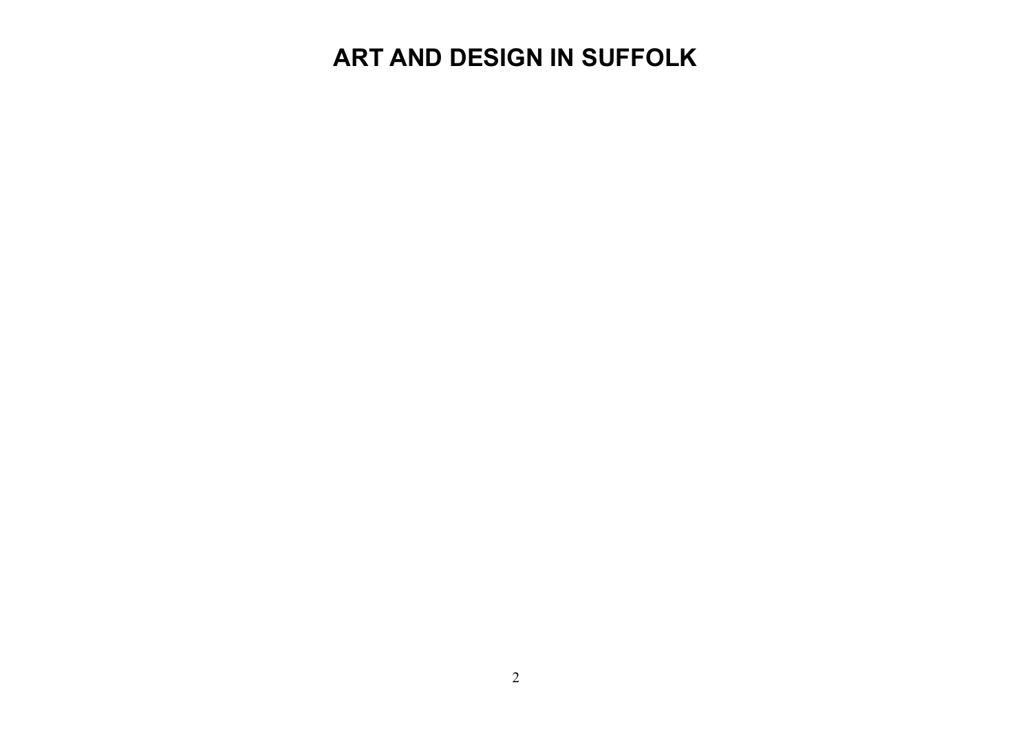# ART AND DESIGN IN SUFFOLK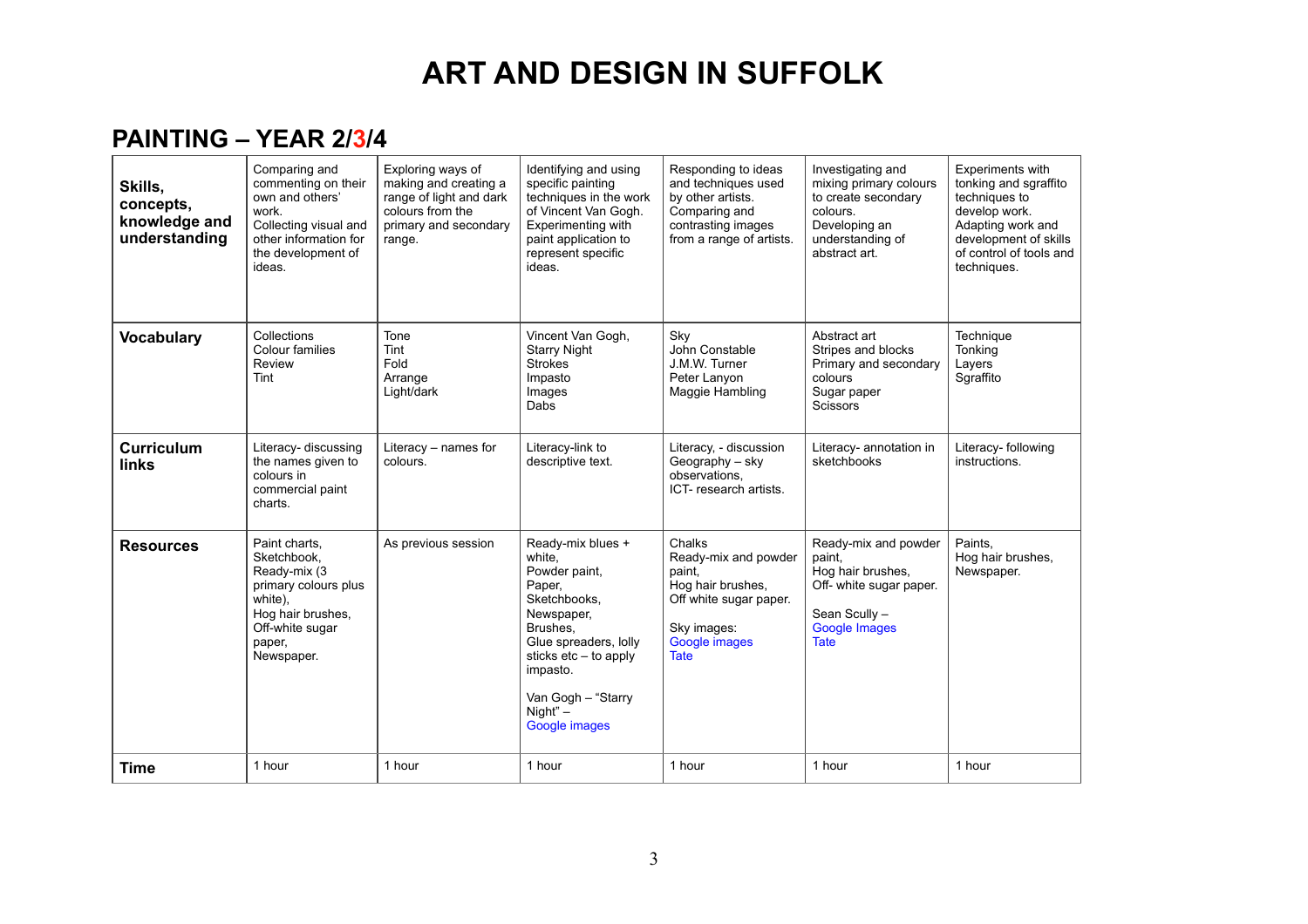# ART AND DESIGN IN SUFFOLK

## PAINTING – YEAR 2/3/4

| | | | | | | |
|---|---|---|---|---|---|---|
| **Skills, concepts, knowledge and understanding** | Comparing and commenting on their own and others' work. Collecting visual and other information for the development of ideas. | Exploring ways of making and creating a range of light and dark colours from the primary and secondary range. | Identifying and using specific painting techniques in the work of Vincent Van Gogh. Experimenting with paint application to represent specific ideas. | Responding to ideas and techniques used by other artists. Comparing and contrasting images from a range of artists. | Investigating and mixing primary colours to create secondary colours. Developing an understanding of abstract art. | Experiments with tonking and sgraffito techniques to develop work. Adapting work and development of skills of control of tools and techniques. |
| **Vocabulary** | Collections<br>Colour families<br>Review<br>Tint | Tone<br>Tint<br>Fold<br>Arrange<br>Light/dark | Vincent Van Gogh,<br>Starry Night<br>Strokes<br>Impasto<br>Images<br>Dabs | Sky<br>John Constable<br>J.M.W. Turner<br>Peter Lanyon<br>Maggie Hambling | Abstract art<br>Stripes and blocks<br>Primary and secondary colours<br>Sugar paper<br>Scissors | Technique<br>Tonking<br>Layers<br>Sgraffito |
| **Curriculum links** | Literacy- discussing the names given to colours in commercial paint charts. | Literacy – names for colours. | Literacy-link to descriptive text. | Literacy, - discussion<br>Geography – sky observations,<br>ICT- research artists. | Literacy- annotation in sketchbooks | Literacy- following instructions. |
| **Resources** | Paint charts,<br>Sketchbook,<br>Ready-mix (3 primary colours plus white),<br>Hog hair brushes,<br>Off-white sugar paper,<br>Newspaper. | As previous session | Ready-mix blues + white,<br>Powder paint,<br>Paper,<br>Sketchbooks,<br>Newspaper,<br>Brushes,<br>Glue spreaders, lolly sticks etc – to apply impasto.<br><br>Van Gogh – "Starry Night" –<br>Google images | Chalks<br>Ready-mix and powder paint,<br>Hog hair brushes,<br>Off white sugar paper.<br><br>Sky images:<br>Google images<br>Tate | Ready-mix and powder paint,<br>Hog hair brushes,<br>Off- white sugar paper.<br><br>Sean Scully –<br>Google Images<br>Tate | Paints,<br>Hog hair brushes,<br>Newspaper. |
| **Time** | 1 hour | 1 hour | 1 hour | 1 hour | 1 hour | 1 hour |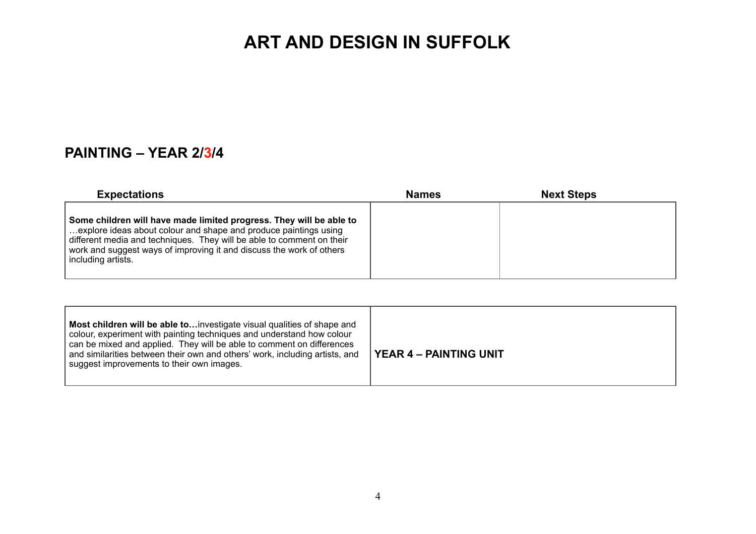# ART AND DESIGN IN SUFFOLK

## PAINTING – YEAR 2/3/4

| Expectations | Names | Next Steps |
|---|---|---|
| **Some children will have made limited progress. They will be able to** …explore ideas about colour and shape and produce paintings using different media and techniques. They will be able to comment on their work and suggest ways of improving it and discuss the work of others including artists. | | |

| | |
|---|---|
| **Most children will be able to…**investigate visual qualities of shape and colour, experiment with painting techniques and understand how colour can be mixed and applied. They will be able to comment on differences and similarities between their own and others' work, including artists, and suggest improvements to their own images. | **YEAR 4 – PAINTING UNIT** |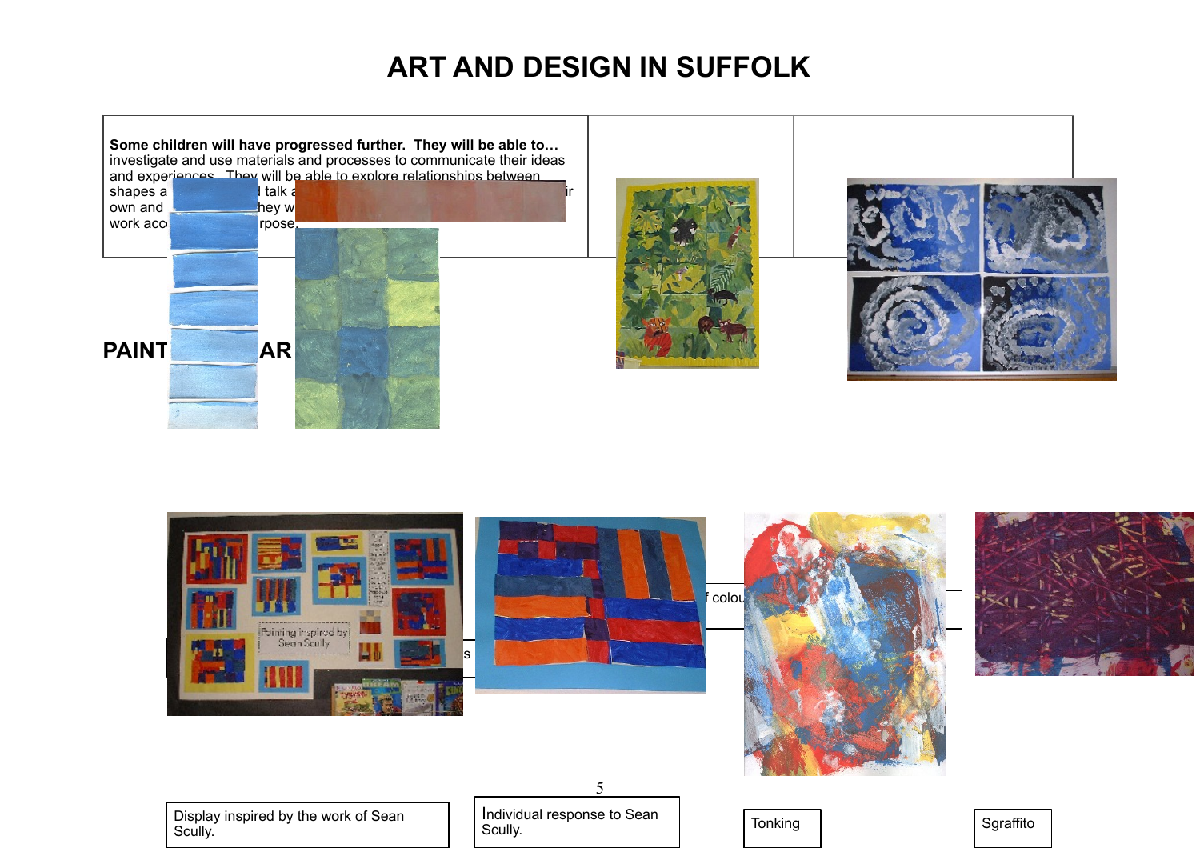# ART AND DESIGN IN SUFFOLK

**Some children will have progressed further. They will be able to…** investigate and use materials and processes to communicate their ideas and experiences. They will be able to explore relationships between shapes a… talk a… ir own and … hey w… work acc… rpose.

PAINT … AR

Display inspired by the work of Sean Scully.

Individual response to Sean Scully.

Tonking

Sgraffito